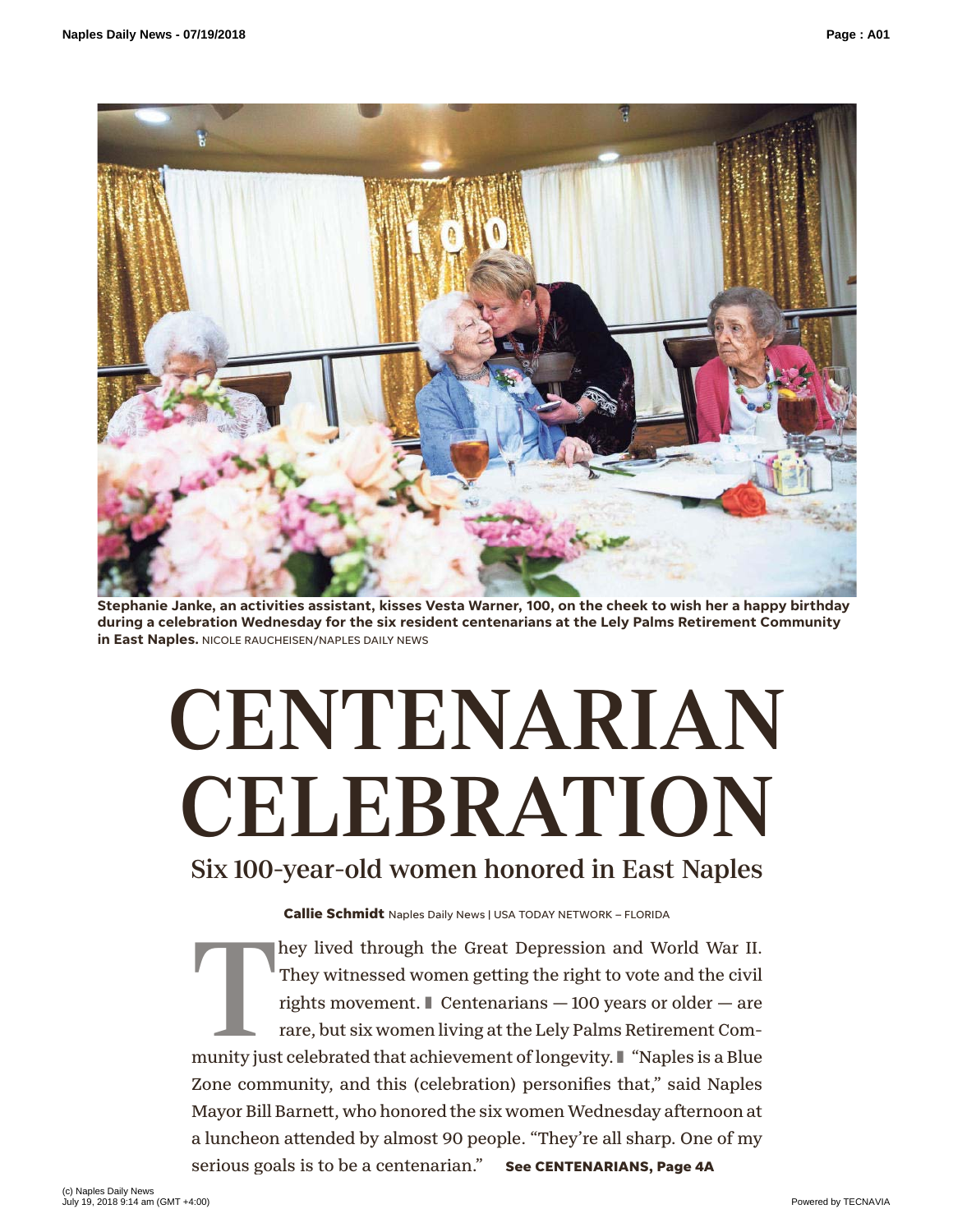Stephanie Janke, an activities assistant, kisses Vesta Warner, 100, on the cheek to wish her a happy birthday during a celebration Wednesday for the six resident centenarians at the Lely Palms Retirement Community in East Naples. NICOLE RAUCHEISEN/NAPLES DAILY NEWS

# CENTENARIAN CELEBRATION

## Six 100-year-old women honored in East Naples

**Callie Schmidt** Naples Daily News | USA TODAY NETWORK – FLORIDA

They lived through the Great Depression and World War II. They witnessed women getting the right to vote and the civil rights movement. ▮ Centenarians — 100 years or older — are rare, but six women living at the Lely Palms Retirement Community just celebrated that achievement of longevity. ▮ "Naples is a Blue Zone community, and this (celebration) personifies that," said Naples Mayor Bill Barnett, who honored the six women Wednesday afternoon at a luncheon attended by almost 90 people. "They're all sharp. One of my serious goals is to be a centenarian." **See CENTENARIANS, Page 4A**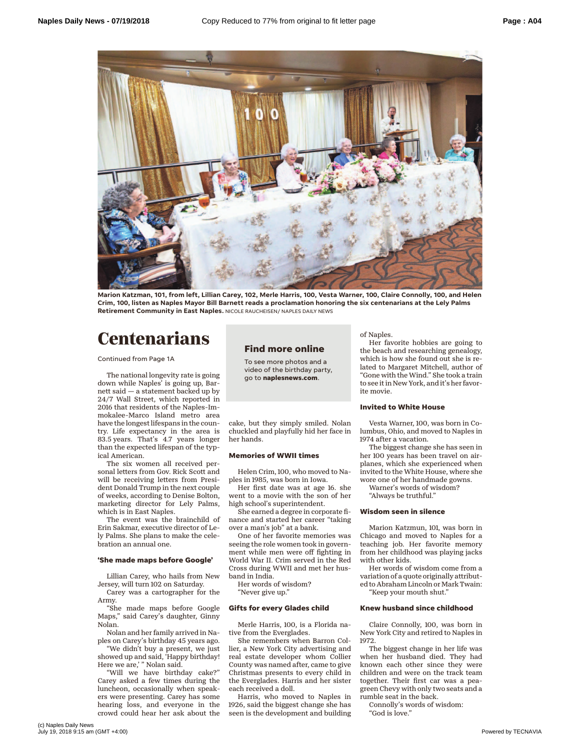Marion Katzman, 101, from left, Lillian Carey, 102, Merle Harris, 100, Vesta Warner, 100, Claire Connolly, 100, and Helen Crim, 100, listen as Naples Mayor Bill Barnett reads a proclamation honoring the six centenarians at the Lely Palms Retirement Community in East Naples. NICOLE RAUCHEISEN/ NAPLES DAILY NEWS

# Centenarians

Continued from Page 1A

The national longevity rate is going down while Naples' is going up, Barnett said — a statement backed up by 24/7 Wall Street, which reported in 2016 that residents of the Naples-Immokalee-Marco Island metro area have the longest lifespans in the country. Life expectancy in the area is 83.5 years. That's 4.7 years longer than the expected lifespan of the typical American.

The six women all received personal letters from Gov. Rick Scott and will be receiving letters from President Donald Trump in the next couple of weeks, according to Denise Bolton, marketing director for Lely Palms, which is in East Naples.

The event was the brainchild of Erin Sakmar, executive director of Lely Palms. She plans to make the celebration an annual one.

### 'She made maps before Google'

Lillian Carey, who hails from New Jersey, will turn 102 on Saturday.

Carey was a cartographer for the Army.

"She made maps before Google Maps," said Carey's daughter, Ginny Nolan.

Nolan and her family arrived in Naples on Carey's birthday 45 years ago.

"We didn't buy a present, we just showed up and said, 'Happy birthday! Here we are,' " Nolan said.

"Will we have birthday cake?" Carey asked a few times during the luncheon, occasionally when speakers were presenting. Carey has some hearing loss, and everyone in the crowd could hear her ask about the cake, but they simply smiled. Nolan chuckled and playfully hid her face in her hands.

> **Find more online**
>
> To see more photos and a video of the birthday party, go to **naplesnews.com**.

### Memories of WWII times

Helen Crim, 100, who moved to Naples in 1985, was born in Iowa.

Her first date was at age 16. she went to a movie with the son of her high school's superintendent.

She earned a degree in corporate finance and started her career "taking over a man's job" at a bank.

One of her favorite memories was seeing the role women took in government while men were off fighting in World War II. Crim served in the Red Cross during WWII and met her husband in India.

Her words of wisdom?

"Never give up."

### Gifts for every Glades child

Merle Harris, 100, is a Florida native from the Everglades.

She remembers when Barron Collier, a New York City advertising and real estate developer whom Collier County was named after, came to give Christmas presents to every child in the Everglades. Harris and her sister each received a doll.

Harris, who moved to Naples in 1926, said the biggest change she has seen is the development and building of Naples.

Her favorite hobbies are going to the beach and researching genealogy, which is how she found out she is related to Margaret Mitchell, author of "Gone with the Wind." She took a train to see it in New York, and it's her favorite movie.

### Invited to White House

Vesta Warner, 100, was born in Columbus, Ohio, and moved to Naples in 1974 after a vacation.

The biggest change she has seen in her 100 years has been travel on airplanes, which she experienced when invited to the White House, where she wore one of her handmade gowns.

Warner's words of wisdom?

"Always be truthful."

### Wisdom seen in silence

Marion Katzmun, 101, was born in Chicago and moved to Naples for a teaching job. Her favorite memory from her childhood was playing jacks with other kids.

Her words of wisdom come from a variation of a quote originally attributed to Abraham Lincoln or Mark Twain:

"Keep your mouth shut."

### Knew husband since childhood

Claire Connolly, 100, was born in New York City and retired to Naples in 1972.

The biggest change in her life was when her husband died. They had known each other since they were children and were on the track team together. Their first car was a pea-green Chevy with only two seats and a rumble seat in the back.

Connolly's words of wisdom:

"God is love."